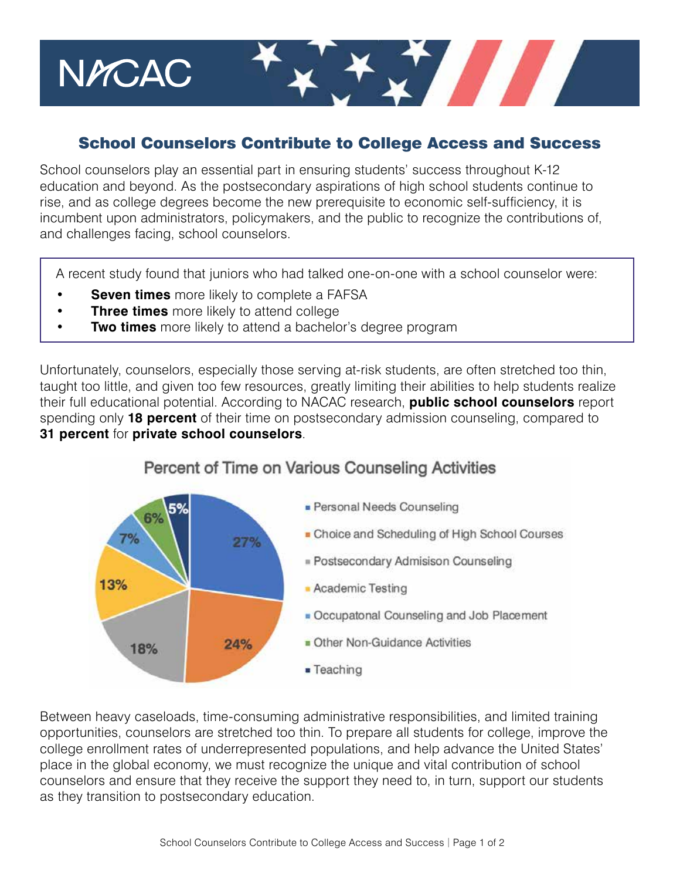NACAC

# School Counselors Contribute to College Access and Success

School counselors play an essential part in ensuring students' success throughout K-12 education and beyond. As the postsecondary aspirations of high school students continue to rise, and as college degrees become the new prerequisite to economic self-sufficiency, it is incumbent upon administrators, policymakers, and the public to recognize the contributions of, and challenges facing, school counselors.

A recent study found that juniors who had talked one-on-one with a school counselor were:

- **Seven times** more likely to complete a FAFSA
- **Three times** more likely to attend college
- **Two times** more likely to attend a bachelor's degree program

Unfortunately, counselors, especially those serving at-risk students, are often stretched too thin, taught too little, and given too few resources, greatly limiting their abilities to help students realize their full educational potential. According to NACAC research, **public school counselors** report spending only **18 percent** of their time on postsecondary admission counseling, compared to **31 percent** for **private school counselors**.

**Percent of Time on Various Counseling Activities**

| Activity | Percent |
|---|---|
| Personal Needs Counseling | 27% |
| Choice and Scheduling of High School Courses | 24% |
| Postsecondary Admisison Counseling | 18% |
| Academic Testing | 13% |
| Occupatonal Counseling and Job Placement | 7% |
| Other Non-Guidance Activities | 6% |
| Teaching | 5% |

Between heavy caseloads, time-consuming administrative responsibilities, and limited training opportunities, counselors are stretched too thin. To prepare all students for college, improve the college enrollment rates of underrepresented populations, and help advance the United States' place in the global economy, we must recognize the unique and vital contribution of school counselors and ensure that they receive the support they need to, in turn, support our students as they transition to postsecondary education.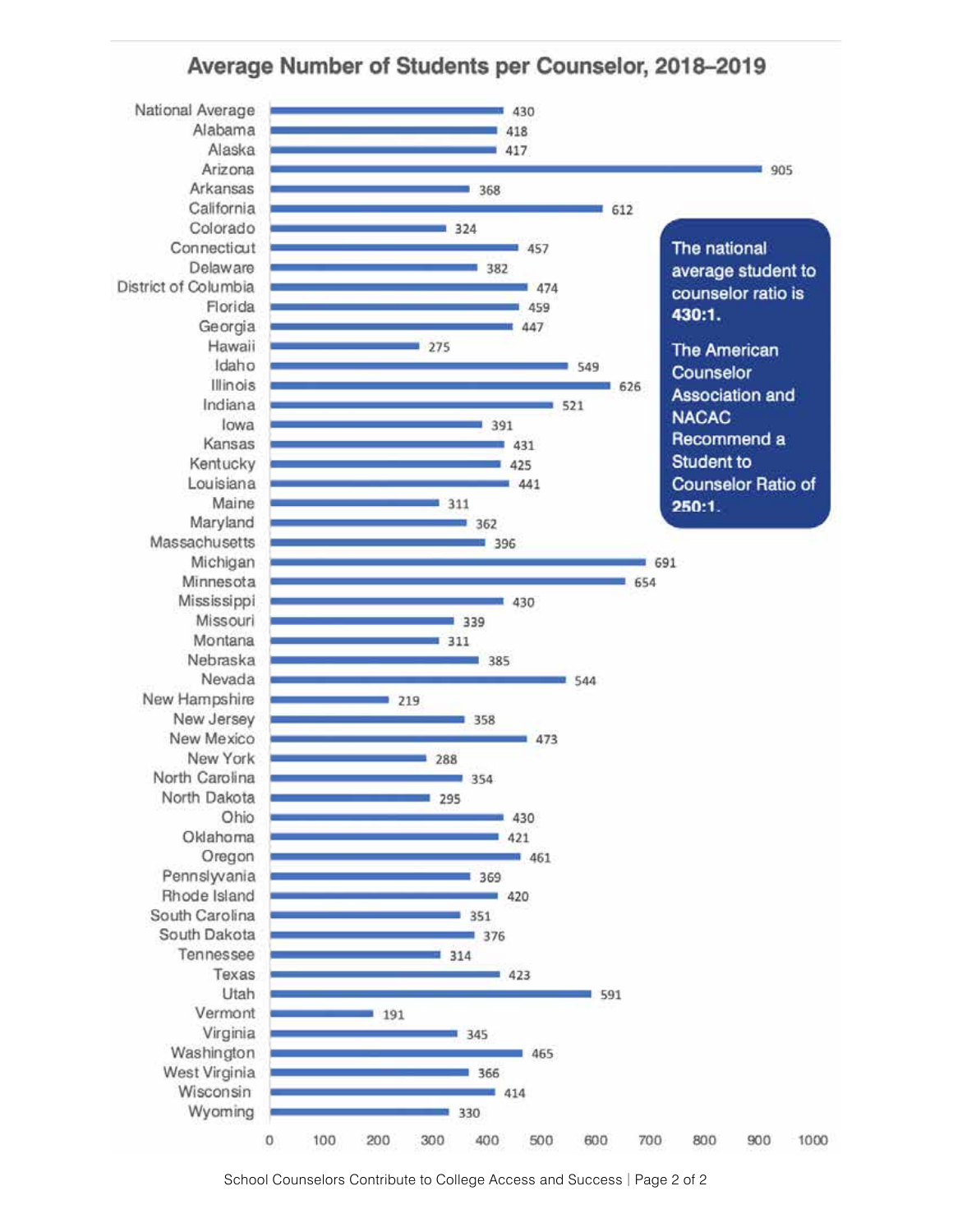## Average Number of Students per Counselor, 2018–2019

National Average 430
Alabama 418
Alaska 417
Arizona 905
Arkansas 368
California 612
Colorado 324
Connecticut 457
Delaware 382
District of Columbia 474
Florida 459
Georgia 447
Hawaii 275
Idaho 549
Illinois 626
Indiana 521
Iowa 391
Kansas 431
Kentucky 425
Louisiana 441
Maine 311
Maryland 362
Massachusetts 396
Michigan 691
Minnesota 654
Mississippi 430
Missouri 339
Montana 311
Nebraska 385
Nevada 544
New Hampshire 219
New Jersey 358
New Mexico 473
New York 288
North Carolina 354
North Dakota 295
Ohio 430
Oklahoma 421
Oregon 461
Pennslyvania 369
Rhode Island 420
South Carolina 351
South Dakota 376
Tennessee 314
Texas 423
Utah 591
Vermont 191
Virginia 345
Washington 465
West Virginia 366
Wisconsin 414
Wyoming 330

0 100 200 300 400 500 600 700 800 900 1000

The national average student to counselor ratio is **430:1.**

The American Counselor Association and NACAC Recommend a Student to Counselor Ratio of **250:1.**